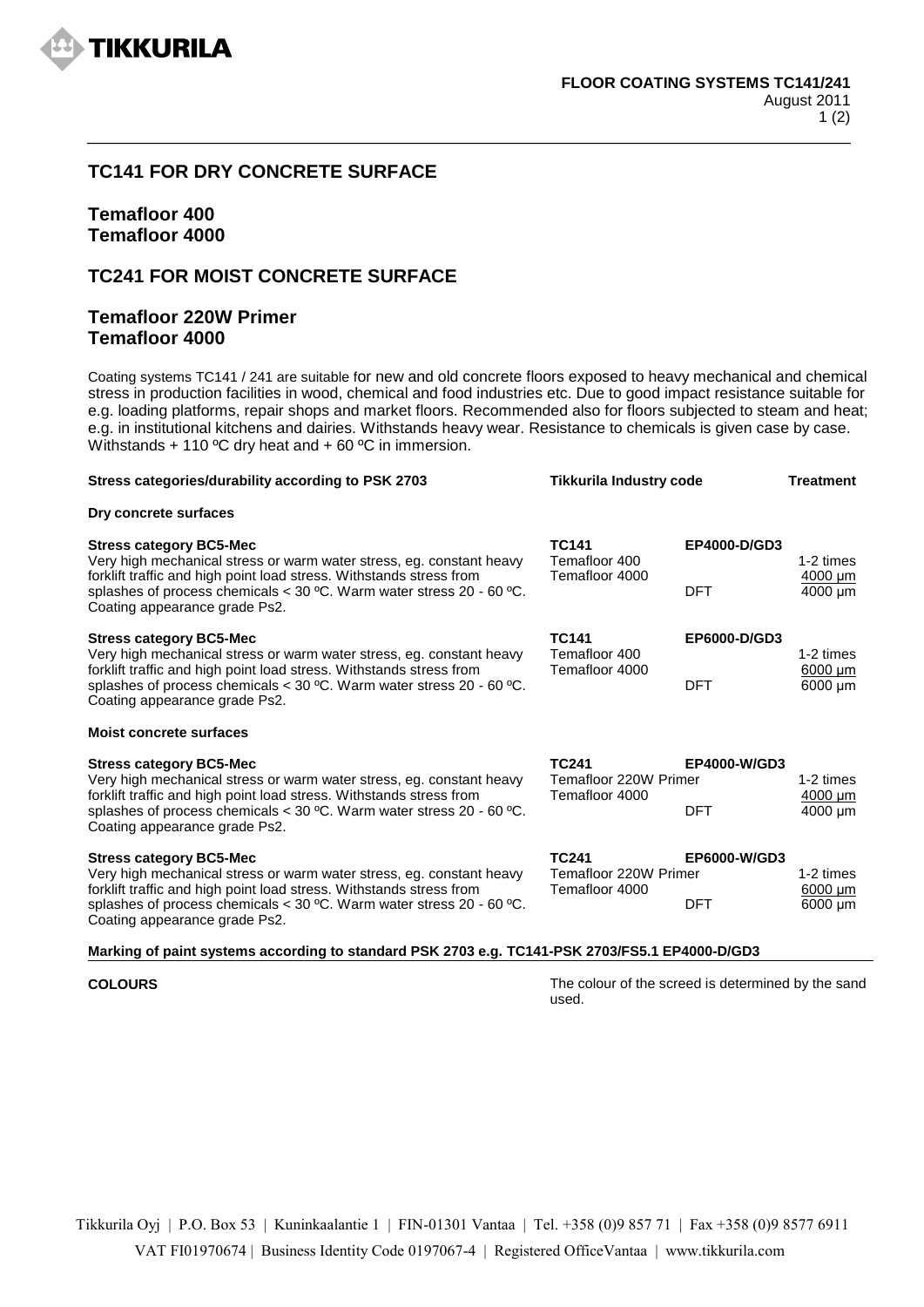**FLOOR COATING SYSTEMS TC141/241**
August 2011

## TC141 FOR DRY CONCRETE SURFACE

### Temafloor 400
### Temafloor 4000

## TC241 FOR MOIST CONCRETE SURFACE

### Temafloor 220W Primer
### Temafloor 4000

Coating systems TC141 / 241 are suitable for new and old concrete floors exposed to heavy mechanical and chemical stress in production facilities in wood, chemical and food industries etc. Due to good impact resistance suitable for e.g. loading platforms, repair shops and market floors. Recommended also for floors subjected to steam and heat; e.g. in institutional kitchens and dairies. Withstands heavy wear. Resistance to chemicals is given case by case. Withstands + 110 ºC dry heat and + 60 ºC in immersion.

| Stress categories/durability according to PSK 2703 | Tikkurila Industry code | | Treatment |
|---|---|---|---|
| **Dry concrete surfaces** | | | |
| **Stress category BC5-Mec**<br>Very high mechanical stress or warm water stress, eg. constant heavy forklift traffic and high point load stress. Withstands stress from splashes of process chemicals < 30 ºC. Warm water stress 20 - 60 ºC. Coating appearance grade Ps2. | **TC141**<br>Temafloor 400<br>Temafloor 4000 | **EP4000-D/GD3**<br><br><br>DFT | <br>1-2 times<br>4000 µm<br>4000 µm |
| **Stress category BC5-Mec**<br>Very high mechanical stress or warm water stress, eg. constant heavy forklift traffic and high point load stress. Withstands stress from splashes of process chemicals < 30 ºC. Warm water stress 20 - 60 ºC. Coating appearance grade Ps2. | **TC141**<br>Temafloor 400<br>Temafloor 4000 | **EP6000-D/GD3**<br><br><br>DFT | <br>1-2 times<br>6000 µm<br>6000 µm |
| **Moist concrete surfaces** | | | |
| **Stress category BC5-Mec**<br>Very high mechanical stress or warm water stress, eg. constant heavy forklift traffic and high point load stress. Withstands stress from splashes of process chemicals < 30 ºC. Warm water stress 20 - 60 ºC. Coating appearance grade Ps2. | **TC241**<br>Temafloor 220W Primer<br>Temafloor 4000 | **EP4000-W/GD3**<br><br><br>DFT | <br>1-2 times<br>4000 µm<br>4000 µm |
| **Stress category BC5-Mec**<br>Very high mechanical stress or warm water stress, eg. constant heavy forklift traffic and high point load stress. Withstands stress from splashes of process chemicals < 30 ºC. Warm water stress 20 - 60 ºC. Coating appearance grade Ps2. | **TC241**<br>Temafloor 220W Primer<br>Temafloor 4000 | **EP6000-W/GD3**<br><br><br>DFT | <br>1-2 times<br>6000 µm<br>6000 µm |

**Marking of paint systems according to standard PSK 2703 e.g. TC141-PSK 2703/FS5.1 EP4000-D/GD3**

**COLOURS**

The colour of the screed is determined by the sand used.

Tikkurila Oyj | P.O. Box 53 | Kuninkaalantie 1 | FIN-01301 Vantaa | Tel. +358 (0)9 857 71 | Fax +358 (0)9 8577 6911
VAT FI01970674 | Business Identity Code 0197067-4 | Registered OfficeVantaa | www.tikkurila.com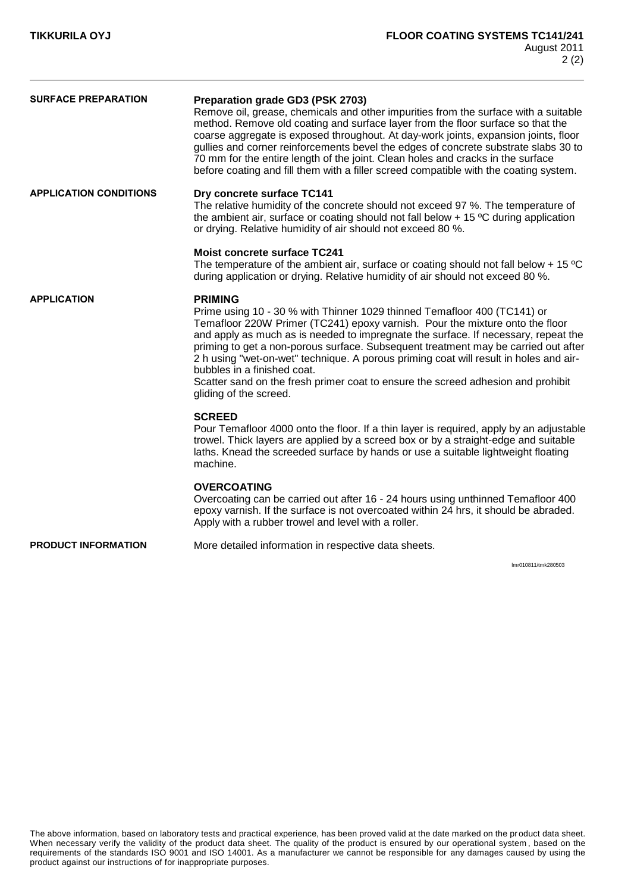## SURFACE PREPARATION

**Preparation grade GD3 (PSK 2703)**
Remove oil, grease, chemicals and other impurities from the surface with a suitable method. Remove old coating and surface layer from the floor surface so that the coarse aggregate is exposed throughout. At day-work joints, expansion joints, floor gullies and corner reinforcements bevel the edges of concrete substrate slabs 30 to 70 mm for the entire length of the joint. Clean holes and cracks in the surface before coating and fill them with a filler screed compatible with the coating system.

## APPLICATION CONDITIONS

**Dry concrete surface TC141**
The relative humidity of the concrete should not exceed 97 %. The temperature of the ambient air, surface or coating should not fall below + 15 ºC during application or drying. Relative humidity of air should not exceed 80 %.

**Moist concrete surface TC241**
The temperature of the ambient air, surface or coating should not fall below + 15 ºC during application or drying. Relative humidity of air should not exceed 80 %.

## APPLICATION

**PRIMING**
Prime using 10 - 30 % with Thinner 1029 thinned Temafloor 400 (TC141) or Temafloor 220W Primer (TC241) epoxy varnish. Pour the mixture onto the floor and apply as much as is needed to impregnate the surface. If necessary, repeat the priming to get a non-porous surface. Subsequent treatment may be carried out after 2 h using "wet-on-wet" technique. A porous priming coat will result in holes and air-bubbles in a finished coat.
Scatter sand on the fresh primer coat to ensure the screed adhesion and prohibit gliding of the screed.

**SCREED**
Pour Temafloor 4000 onto the floor. If a thin layer is required, apply by an adjustable trowel. Thick layers are applied by a screed box or by a straight-edge and suitable laths. Knead the screeded surface by hands or use a suitable lightweight floating machine.

**OVERCOATING**
Overcoating can be carried out after 16 - 24 hours using unthinned Temafloor 400 epoxy varnish. If the surface is not overcoated within 24 hrs, it should be abraded. Apply with a rubber trowel and level with a roller.

## PRODUCT INFORMATION

More detailed information in respective data sheets.

lmr010811/tmk280503

The above information, based on laboratory tests and practical experience, has been proved valid at the date marked on the product data sheet. When necessary verify the validity of the product data sheet. The quality of the product is ensured by our operational system, based on the requirements of the standards ISO 9001 and ISO 14001. As a manufacturer we cannot be responsible for any damages caused by using the product against our instructions of for inappropriate purposes.